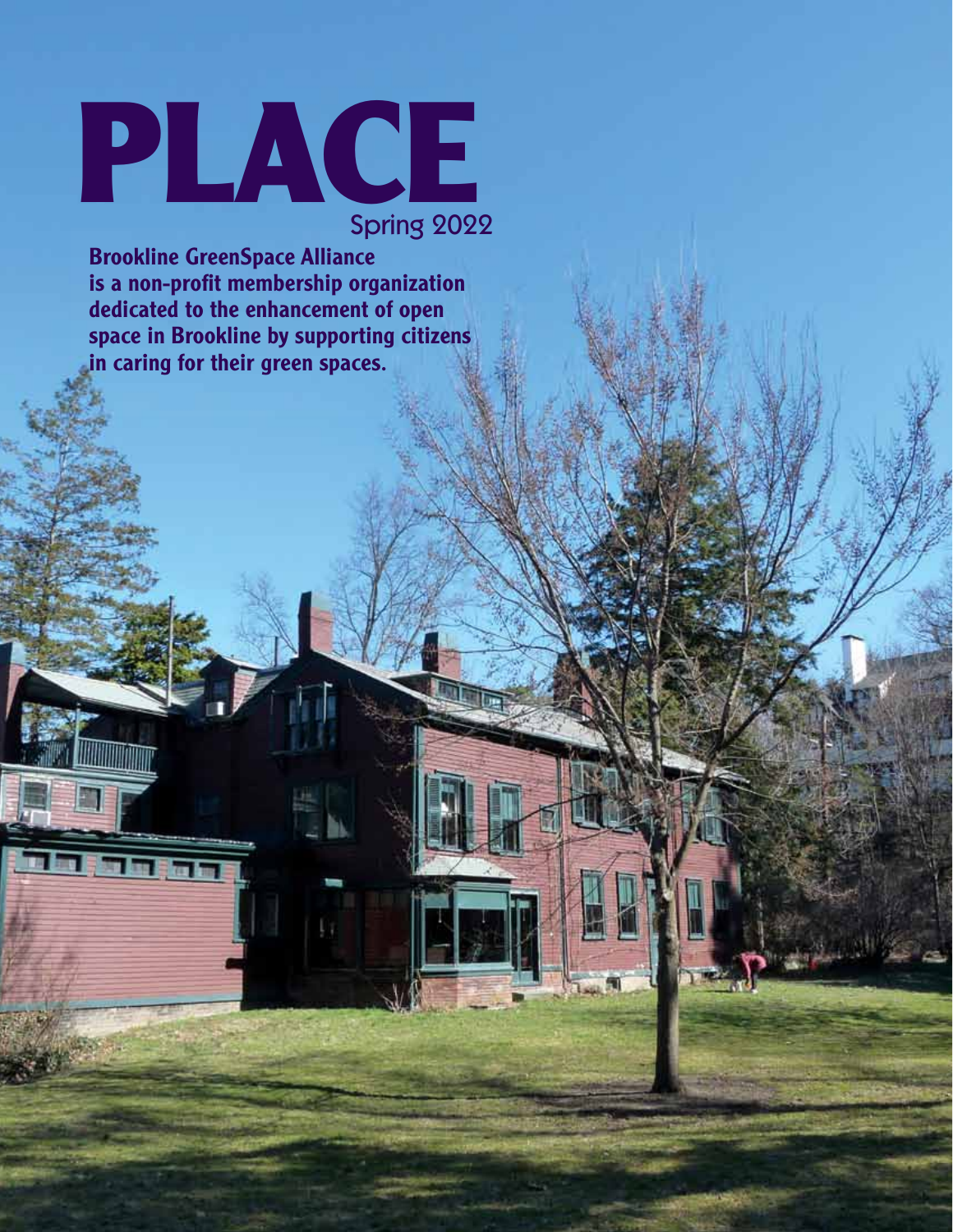# PLACE

Spring 2022

**Brookline GreenSpace Alliance is a non-profit membership organization dedicated to the enhancement of open space in Brookline by supporting citizens in caring for their green spaces.**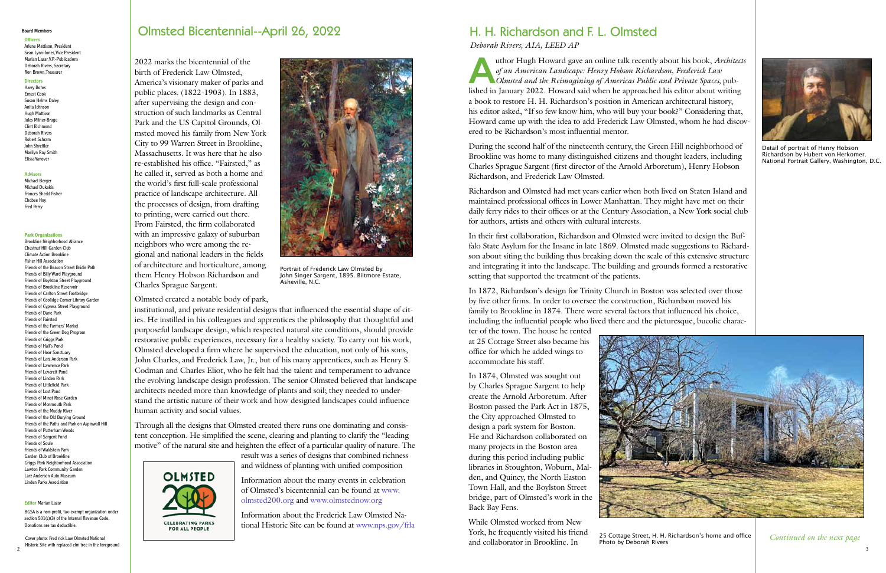**Board Members**

**Officers**

Arlene Mattison, President
Sean Lynn-Jones, Vice President
Marian Lazar, V.P.-Publications
Deborah Rivers, Secretary
Ron Brown, Treasurer

**Directors**

Harry Bohrs
Ernest Cook
Susan Helms Daley
Anita Johnson
Hugh Mattison
Jules Milner-Brage
Clint Richmond
Deborah Rivers
Robert Schram
John Shreffler
Marilyn Ray Smith
Elissa Yanover

**Advisors**

Michael Berger
Michael Dukakis
Frances Shedd Fisher
Chobee Hoy
Fred Perry

**Park Organizations**

Brookline Neighborhood Alliance
Chestnut Hill Garden Club
Climate Action Brookline
Fisher Hill Association
Friends of the Beacon Street Bridle Path
Friends of Billy Ward Playground
Friends of Boylston Street Playground
Friends of Brookline Reservoir
Friends of Carlton Street Footbridge
Friends of Coolidge Corner Library Garden
Friends of Cypress Street Playground
Friends of Dane Park
Friends of Fairsted
Friends of the Farmers' Market
Friends of the Green Dog Program
Friends of Griggs Park
Friends of Hall's Pond
Friends of Hoar Sanctuary
Friends of Larz Anderson Park
Friends of Lawrence Park
Friends of Leverett Pond
Friends of Linden Park
Friends of Littlefield Park
Friends of Lost Pond
Friends of Minot Rose Garden
Friends of Monmouth Park
Friends of the Muddy River
Friends of the Old Burying Ground
Friends of the Paths and Park on Aspinwall Hill
Friends of Putterham Woods
Friends of Sargent Pond
Friends of Soule
Friends of Waldstein Park
Garden Club of Brookline
Griggs Park Neighborhood Association
Lawton Park Community Garden
Larz Anderson Auto Museum
Linden Parks Association

**Editor** Marian Lazar

BGSA is a non-profit, tax-exempt organization under section 501(c)(3) of the Internal Revenue Code. Donations are tax deductible.

Cover photo: Fred rick Law Olmsted National Historic Site with replaced elm tree in the foreground

## Olmsted Bicentennial--April 26, 2022

2022 marks the bicentennial of the birth of Frederick Law Olmsted, America's visionary maker of parks and public places. (1822-1903). In 1883, after supervising the design and construction of such landmarks as Central Park and the US Capitol Grounds, Olmsted moved his family from New York City to 99 Warren Street in Brookline, Massachusetts. It was here that he also re-established his office. "Fairsted," as he called it, served as both a home and the world's first full-scale professional practice of landscape architecture. All the processes of design, from drafting to printing, were carried out there. From Fairsted, the firm collaborated with an impressive galaxy of suburban neighbors who were among the regional and national leaders in the fields of architecture and horticulture, among them Henry Hobson Richardson and Charles Sprague Sargent.

Portrait of Frederick Law Olmsted by John Singer Sargent, 1895. Biltmore Estate, Asheville, N.C.

Olmsted created a notable body of park, institutional, and private residential designs that influenced the essential shape of cities. He instilled in his colleagues and apprentices the philosophy that thoughtful and purposeful landscape design, which respected natural site conditions, should provide restorative public experiences, necessary for a healthy society. To carry out his work, Olmsted developed a firm where he supervised the education, not only of his sons, John Charles, and Frederick Law, Jr., but of his many apprentices, such as Henry S. Codman and Charles Eliot, who he felt had the talent and temperament to advance the evolving landscape design profession. The senior Olmsted believed that landscape architects needed more than knowledge of plants and soil; they needed to understand the artistic nature of their work and how designed landscapes could influence human activity and social values.

Through all the designs that Olmsted created there runs one dominating and consistent conception. He simplified the scene, clearing and planting to clarify the "leading motive" of the natural site and heighten the effect of a particular quality of nature. The result was a series of designs that combined richness and wildness of planting with unified composition

Information about the many events in celebration of Olmsted's bicentennial can be found at www.olmsted200.org and www.olmstednow.org

Information about the Frederick Law Olmsted National Historic Site can be found at www.nps.gov/frla

## H. H. Richardson and F. L. Olmsted

*Deborah Rivers, AIA, LEED AP*

Author Hugh Howard gave an online talk recently about his book, *Architects of an American Landscape: Henry Hobson Richardson, Frederick Law Olmsted and the Reimagining of Americas Public and Private Spaces,* published in January 2022. Howard said when he approached his editor about writing a book to restore H. H. Richardson's position in American architectural history, his editor asked, "If so few know him, who will buy your book?" Considering that, Howard came up with the idea to add Frederick Law Olmsted, whom he had discovered to be Richardson's most influential mentor.

Detail of portrait of Henry Hobson Richardson by Hubert von Herkomer. National Portrait Gallery, Washington, D.C.

During the second half of the nineteenth century, the Green Hill neighborhood of Brookline was home to many distinguished citizens and thought leaders, including Charles Sprague Sargent (first director of the Arnold Arboretum), Henry Hobson Richardson, and Frederick Law Olmsted.

Richardson and Olmsted had met years earlier when both lived on Staten Island and maintained professional offices in Lower Manhattan. They might have met on their daily ferry rides to their offices or at the Century Association, a New York social club for authors, artists and others with cultural interests.

In their first collaboration, Richardson and Olmsted were invited to design the Buffalo State Asylum for the Insane in late 1869. Olmsted made suggestions to Richardson about siting the building thus breaking down the scale of this extensive structure and integrating it into the landscape. The building and grounds formed a restorative setting that supported the treatment of the patients.

In 1872, Richardson's design for Trinity Church in Boston was selected over those by five other firms. In order to oversee the construction, Richardson moved his family to Brookline in 1874. There were several factors that influenced his choice, including the influential people who lived there and the picturesque, bucolic character of the town. The house he rented at 25 Cottage Street also became his office for which he added wings to accommodate his staff.

In 1874, Olmsted was sought out by Charles Sprague Sargent to help create the Arnold Arboretum. After Boston passed the Park Act in 1875, the City approached Olmsted to design a park system for Boston. He and Richardson collaborated on many projects in the Boston area during this period including public libraries in Stoughton, Woburn, Malden, and Quincy, the North Easton Town Hall, and the Boylston Street bridge, part of Olmsted's work in the Back Bay Fens.

25 Cottage Street, H. H. Richardson's home and office
Photo by Deborah Rivers

While Olmsted worked from New York, he frequently visited his friend and collaborator in Brookline. In

*Continued on the next page*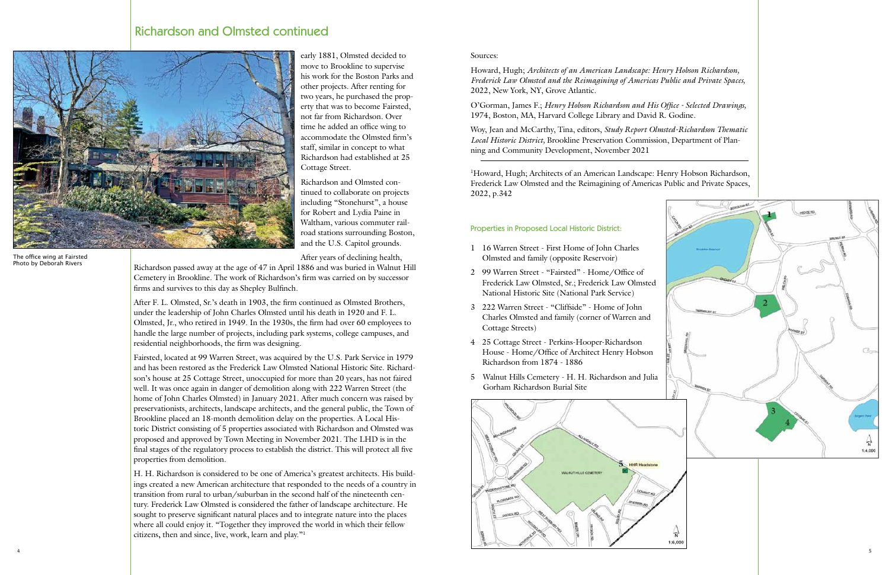## Richardson and Olmsted continued

The office wing at Fairsted
Photo by Deborah Rivers

early 1881, Olmsted decided to move to Brookline to supervise his work for the Boston Parks and other projects. After renting for two years, he purchased the property that was to become Fairsted, not far from Richardson. Over time he added an office wing to accommodate the Olmsted firm's staff, similar in concept to what Richardson had established at 25 Cottage Street.

Richardson and Olmsted continued to collaborate on projects including "Stonehurst", a house for Robert and Lydia Paine in Waltham, various commuter railroad stations surrounding Boston, and the U.S. Capitol grounds.

After years of declining health, Richardson passed away at the age of 47 in April 1886 and was buried in Walnut Hill Cemetery in Brookline. The work of Richardson's firm was carried on by successor firms and survives to this day as Shepley Bulfinch.

After F. L. Olmsted, Sr.'s death in 1903, the firm continued as Olmsted Brothers, under the leadership of John Charles Olmsted until his death in 1920 and F. L. Olmsted, Jr., who retired in 1949. In the 1930s, the firm had over 60 employees to handle the large number of projects, including park systems, college campuses, and residential neighborhoods, the firm was designing.

Fairsted, located at 99 Warren Street, was acquired by the U.S. Park Service in 1979 and has been restored as the Frederick Law Olmsted National Historic Site. Richardson's house at 25 Cottage Street, unoccupied for more than 20 years, has not faired well. It was once again in danger of demolition along with 222 Warren Street (the home of John Charles Olmsted) in January 2021. After much concern was raised by preservationists, architects, landscape architects, and the general public, the Town of Brookline placed an 18-month demolition delay on the properties. A Local Historic District consisting of 5 properties associated with Richardson and Olmsted was proposed and approved by Town Meeting in November 2021. The LHD is in the final stages of the regulatory process to establish the district. This will protect all five properties from demolition.

H. H. Richardson is considered to be one of America's greatest architects. His buildings created a new American architecture that responded to the needs of a country in transition from rural to urban/suburban in the second half of the nineteenth century. Frederick Law Olmsted is considered the father of landscape architecture. He sought to preserve significant natural places and to integrate nature into the places where all could enjoy it. "Together they improved the world in which their fellow citizens, then and since, live, work, learn and play."[1]

Sources:

Howard, Hugh; *Architects of an American Landscape: Henry Hobson Richardson, Frederick Law Olmsted and the Reimagining of Americas Public and Private Spaces,* 2022, New York, NY, Grove Atlantic.

O'Gorman, James F.; *Henry Hobson Richardson and His Office - Selected Drawings,* 1974, Boston, MA, Harvard College Library and David R. Godine.

Woy, Jean and McCarthy, Tina, editors, *Study Report Olmsted-Richardson Thematic Local Historic District,* Brookline Preservation Commission, Department of Planning and Community Development, November 2021

---

[1]Howard, Hugh; Architects of an American Landscape: Henry Hobson Richardson, Frederick Law Olmsted and the Reimagining of Americas Public and Private Spaces, 2022, p.342

### Properties in Proposed Local Historic District:

1. 16 Warren Street - First Home of John Charles Olmsted and family (opposite Reservoir)
2. 99 Warren Street - "Fairsted" - Home/Office of Frederick Law Olmsted, Sr.; Frederick Law Olmsted National Historic Site (National Park Service)
3. 222 Warren Street - "Cliffside" - Home of John Charles Olmsted and family (corner of Warren and Cottage Streets)
4. 25 Cottage Street - Perkins-Hooper-Richardson House - Home/Office of Architect Henry Hobson Richardson from 1874 - 1886
5. Walnut Hills Cemetery - H. H. Richardson and Julia Gorham Richardson Burial Site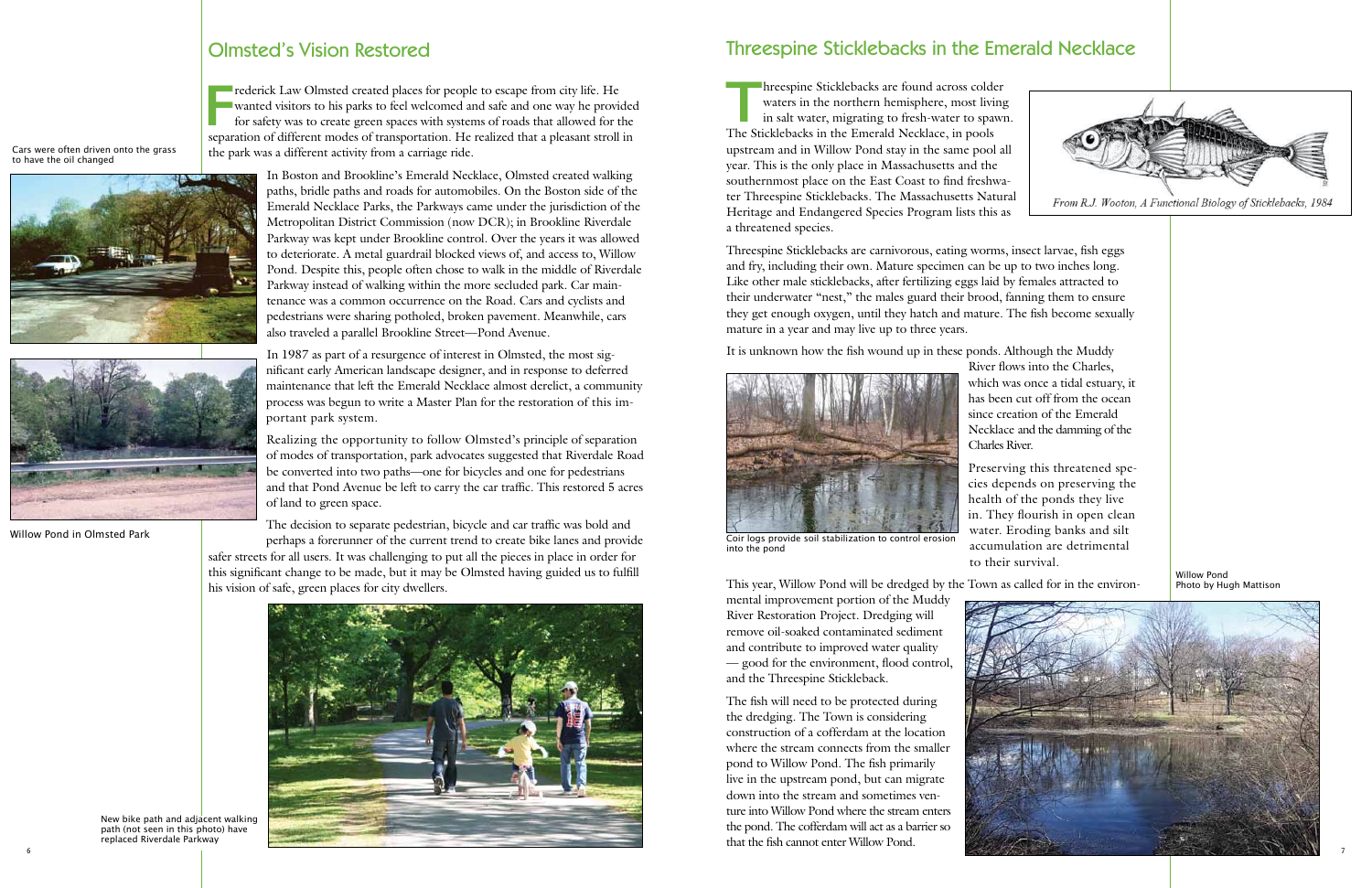## Olmsted's Vision Restored

Frederick Law Olmsted created places for people to escape from city life. He wanted visitors to his parks to feel welcomed and safe and one way he provided for safety was to create green spaces with systems of roads that allowed for the separation of different modes of transportation. He realized that a pleasant stroll in the park was a different activity from a carriage ride.

Cars were often driven onto the grass to have the oil changed

In Boston and Brookline's Emerald Necklace, Olmsted created walking paths, bridle paths and roads for automobiles. On the Boston side of the Emerald Necklace Parks, the Parkways came under the jurisdiction of the Metropolitan District Commission (now DCR); in Brookline Riverdale Parkway was kept under Brookline control. Over the years it was allowed to deteriorate. A metal guardrail blocked views of, and access to, Willow Pond. Despite this, people often chose to walk in the middle of Riverdale Parkway instead of walking within the more secluded park. Car maintenance was a common occurrence on the Road. Cars and cyclists and pedestrians were sharing potholed, broken pavement. Meanwhile, cars also traveled a parallel Brookline Street—Pond Avenue.

In 1987 as part of a resurgence of interest in Olmsted, the most significant early American landscape designer, and in response to deferred maintenance that left the Emerald Necklace almost derelict, a community process was begun to write a Master Plan for the restoration of this important park system.

Realizing the opportunity to follow Olmsted's principle of separation of modes of transportation, park advocates suggested that Riverdale Road be converted into two paths—one for bicycles and one for pedestrians and that Pond Avenue be left to carry the car traffic. This restored 5 acres of land to green space.

Willow Pond in Olmsted Park

The decision to separate pedestrian, bicycle and car traffic was bold and perhaps a forerunner of the current trend to create bike lanes and provide safer streets for all users. It was challenging to put all the pieces in place in order for this significant change to be made, but it may be Olmsted having guided us to fulfill his vision of safe, green places for city dwellers.

New bike path and adjacent walking path (not seen in this photo) have replaced Riverdale Parkway

## Threespine Sticklebacks in the Emerald Necklace

Threespine Sticklebacks are found across colder waters in the northern hemisphere, most living in salt water, migrating to fresh-water to spawn. The Sticklebacks in the Emerald Necklace, in pools upstream and in Willow Pond stay in the same pool all year. This is the only place in Massachusetts and the southernmost place on the East Coast to find freshwater Threespine Sticklebacks. The Massachusetts Natural Heritage and Endangered Species Program lists this as a threatened species.

*From R.J. Wooton, A Functional Biology of Sticklebacks, 1984*

Threespine Sticklebacks are carnivorous, eating worms, insect larvae, fish eggs and fry, including their own. Mature specimen can be up to two inches long. Like other male sticklebacks, after fertilizing eggs laid by females attracted to their underwater "nest," the males guard their brood, fanning them to ensure they get enough oxygen, until they hatch and mature. The fish become sexually mature in a year and may live up to three years.

It is unknown how the fish wound up in these ponds. Although the Muddy River flows into the Charles, which was once a tidal estuary, it has been cut off from the ocean since creation of the Emerald Necklace and the damming of the Charles River.

Coir logs provide soil stabilization to control erosion into the pond

Preserving this threatened species depends on preserving the health of the ponds they live in. They flourish in open clean water. Eroding banks and silt accumulation are detrimental to their survival.

This year, Willow Pond will be dredged by the Town as called for in the environmental improvement portion of the Muddy River Restoration Project. Dredging will remove oil-soaked contaminated sediment and contribute to improved water quality — good for the environment, flood control, and the Threespine Stickleback.

The fish will need to be protected during the dredging. The Town is considering construction of a cofferdam at the location where the stream connects from the smaller pond to Willow Pond. The fish primarily live in the upstream pond, but can migrate down into the stream and sometimes venture into Willow Pond where the stream enters the pond. The cofferdam will act as a barrier so that the fish cannot enter Willow Pond.

Willow Pond
Photo by Hugh Mattison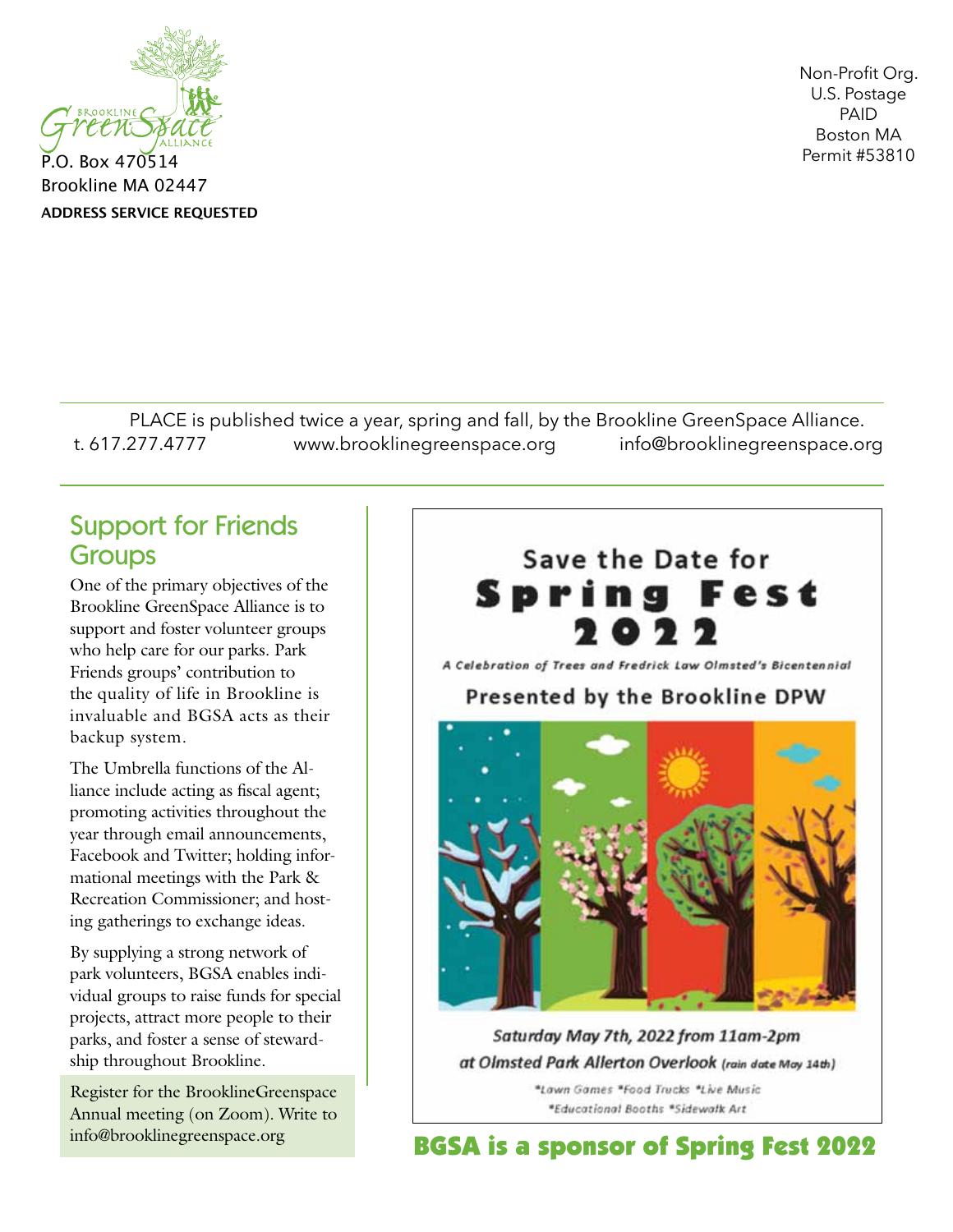Brookline GreenSpace Alliance
P.O. Box 470514
Brookline MA 02447
**ADDRESS SERVICE REQUESTED**

Non-Profit Org.
U.S. Postage
PAID
Boston MA
Permit #53810

PLACE is published twice a year, spring and fall, by the Brookline GreenSpace Alliance.
t. 617.277.4777 www.brooklinegreenspace.org info@brooklinegreenspace.org

## Support for Friends Groups

One of the primary objectives of the Brookline GreenSpace Alliance is to support and foster volunteer groups who help care for our parks. Park Friends groups' contribution to the quality of life in Brookline is invaluable and BGSA acts as their backup system.

The Umbrella functions of the Alliance include acting as fiscal agent; promoting activities throughout the year through email announcements, Facebook and Twitter; holding informational meetings with the Park & Recreation Commissioner; and hosting gatherings to exchange ideas.

By supplying a strong network of park volunteers, BGSA enables individual groups to raise funds for special projects, attract more people to their parks, and foster a sense of stewardship throughout Brookline.

Register for the BrooklineGreenspace Annual meeting (on Zoom). Write to info@brooklinegreenspace.org

Save the Date for

**Spring Fest 2022**

*A Celebration of Trees and Fredrick Law Olmsted's Bicentennial*

Presented by the Brookline DPW

*Saturday May 7th, 2022 from 11am-2pm*
*at Olmsted Park Allerton Overlook (rain date May 14th)*

*Lawn Games *Food Trucks *Live Music
*Educational Booths *Sidewalk Art

**BGSA is a sponsor of Spring Fest 2022**